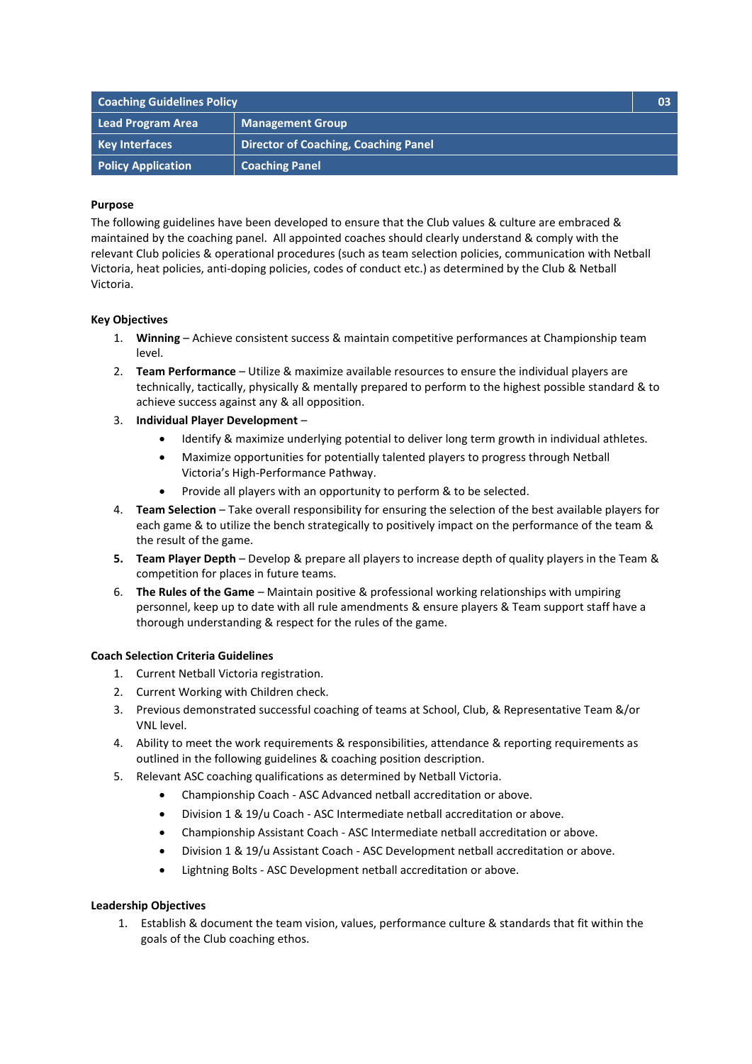| Coaching Guidelines Policy | | 03 |
|---|---|---|
| Lead Program Area | Management Group | |
| Key Interfaces | Director of Coaching, Coaching Panel | |
| Policy Application | Coaching Panel | |

**Purpose**

The following guidelines have been developed to ensure that the Club values & culture are embraced & maintained by the coaching panel. All appointed coaches should clearly understand & comply with the relevant Club policies & operational procedures (such as team selection policies, communication with Netball Victoria, heat policies, anti-doping policies, codes of conduct etc.) as determined by the Club & Netball Victoria.

**Key Objectives**

1. **Winning** – Achieve consistent success & maintain competitive performances at Championship team level.
2. **Team Performance** – Utilize & maximize available resources to ensure the individual players are technically, tactically, physically & mentally prepared to perform to the highest possible standard & to achieve success against any & all opposition.
3. **Individual Player Development** –
   - Identify & maximize underlying potential to deliver long term growth in individual athletes.
   - Maximize opportunities for potentially talented players to progress through Netball Victoria's High-Performance Pathway.
   - Provide all players with an opportunity to perform & to be selected.
4. **Team Selection** – Take overall responsibility for ensuring the selection of the best available players for each game & to utilize the bench strategically to positively impact on the performance of the team & the result of the game.
5. **Team Player Depth** – Develop & prepare all players to increase depth of quality players in the Team & competition for places in future teams.
6. **The Rules of the Game** – Maintain positive & professional working relationships with umpiring personnel, keep up to date with all rule amendments & ensure players & Team support staff have a thorough understanding & respect for the rules of the game.

**Coach Selection Criteria Guidelines**

1. Current Netball Victoria registration.
2. Current Working with Children check.
3. Previous demonstrated successful coaching of teams at School, Club, & Representative Team &/or VNL level.
4. Ability to meet the work requirements & responsibilities, attendance & reporting requirements as outlined in the following guidelines & coaching position description.
5. Relevant ASC coaching qualifications as determined by Netball Victoria.
   - Championship Coach - ASC Advanced netball accreditation or above.
   - Division 1 & 19/u Coach - ASC Intermediate netball accreditation or above.
   - Championship Assistant Coach - ASC Intermediate netball accreditation or above.
   - Division 1 & 19/u Assistant Coach - ASC Development netball accreditation or above.
   - Lightning Bolts - ASC Development netball accreditation or above.

**Leadership Objectives**

1. Establish & document the team vision, values, performance culture & standards that fit within the goals of the Club coaching ethos.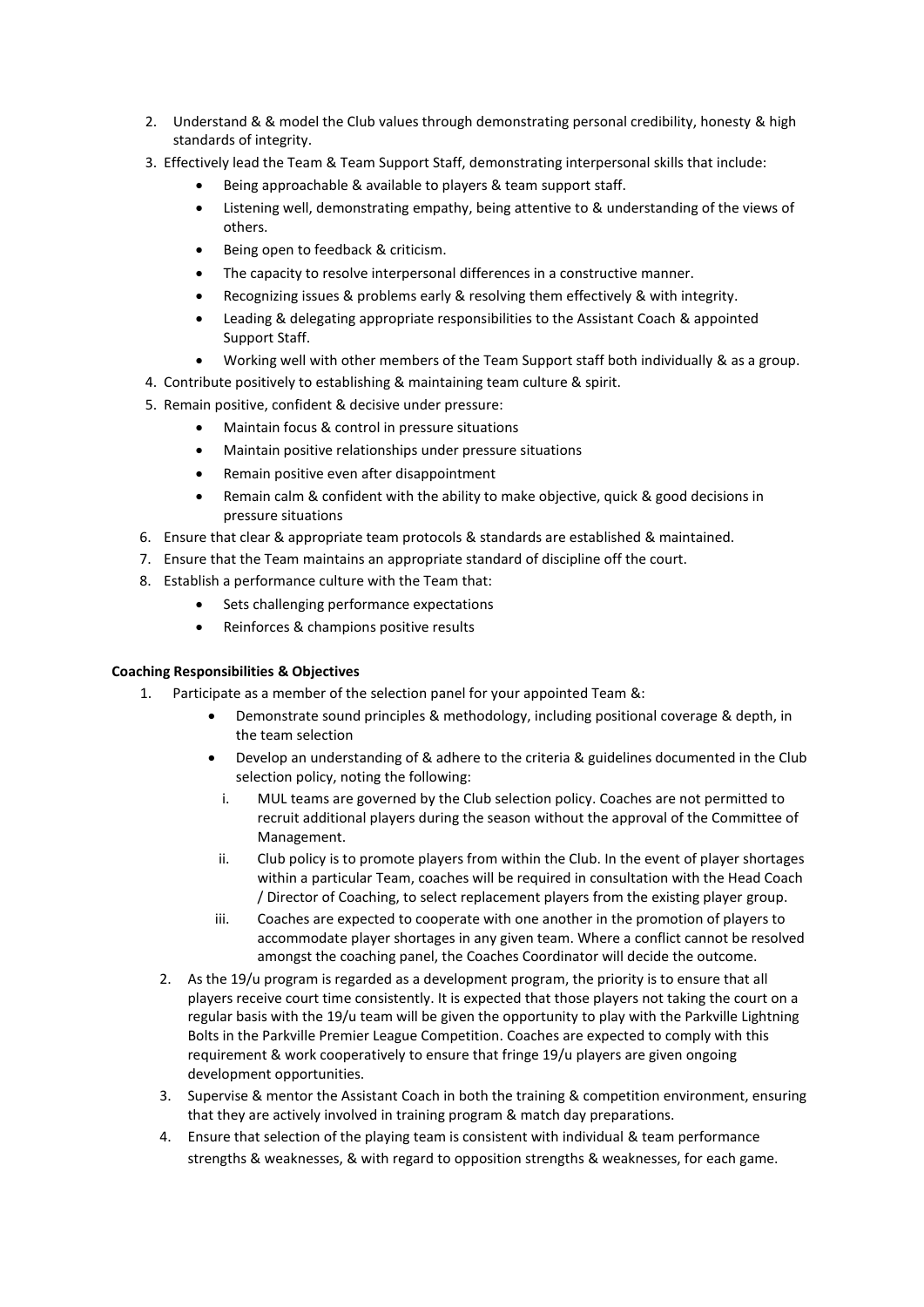2. Understand & & model the Club values through demonstrating personal credibility, honesty & high standards of integrity.
3. Effectively lead the Team & Team Support Staff, demonstrating interpersonal skills that include:
   - Being approachable & available to players & team support staff.
   - Listening well, demonstrating empathy, being attentive to & understanding of the views of others.
   - Being open to feedback & criticism.
   - The capacity to resolve interpersonal differences in a constructive manner.
   - Recognizing issues & problems early & resolving them effectively & with integrity.
   - Leading & delegating appropriate responsibilities to the Assistant Coach & appointed Support Staff.
   - Working well with other members of the Team Support staff both individually & as a group.
4. Contribute positively to establishing & maintaining team culture & spirit.
5. Remain positive, confident & decisive under pressure:
   - Maintain focus & control in pressure situations
   - Maintain positive relationships under pressure situations
   - Remain positive even after disappointment
   - Remain calm & confident with the ability to make objective, quick & good decisions in pressure situations
6. Ensure that clear & appropriate team protocols & standards are established & maintained.
7. Ensure that the Team maintains an appropriate standard of discipline off the court.
8. Establish a performance culture with the Team that:
   - Sets challenging performance expectations
   - Reinforces & champions positive results

**Coaching Responsibilities & Objectives**

1. Participate as a member of the selection panel for your appointed Team &:
   - Demonstrate sound principles & methodology, including positional coverage & depth, in the team selection
   - Develop an understanding of & adhere to the criteria & guidelines documented in the Club selection policy, noting the following:
     i. MUL teams are governed by the Club selection policy. Coaches are not permitted to recruit additional players during the season without the approval of the Committee of Management.
     ii. Club policy is to promote players from within the Club. In the event of player shortages within a particular Team, coaches will be required in consultation with the Head Coach / Director of Coaching, to select replacement players from the existing player group.
     iii. Coaches are expected to cooperate with one another in the promotion of players to accommodate player shortages in any given team. Where a conflict cannot be resolved amongst the coaching panel, the Coaches Coordinator will decide the outcome.
2. As the 19/u program is regarded as a development program, the priority is to ensure that all players receive court time consistently. It is expected that those players not taking the court on a regular basis with the 19/u team will be given the opportunity to play with the Parkville Lightning Bolts in the Parkville Premier League Competition. Coaches are expected to comply with this requirement & work cooperatively to ensure that fringe 19/u players are given ongoing development opportunities.
3. Supervise & mentor the Assistant Coach in both the training & competition environment, ensuring that they are actively involved in training program & match day preparations.
4. Ensure that selection of the playing team is consistent with individual & team performance strengths & weaknesses, & with regard to opposition strengths & weaknesses, for each game.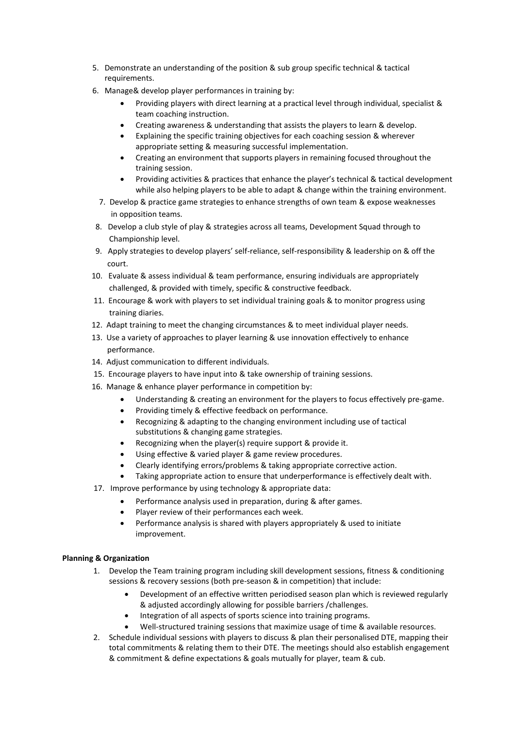5. Demonstrate an understanding of the position & sub group specific technical & tactical requirements.
6. Manage& develop player performances in training by:
    - Providing players with direct learning at a practical level through individual, specialist & team coaching instruction.
    - Creating awareness & understanding that assists the players to learn & develop.
    - Explaining the specific training objectives for each coaching session & wherever appropriate setting & measuring successful implementation.
    - Creating an environment that supports players in remaining focused throughout the training session.
    - Providing activities & practices that enhance the player's technical & tactical development while also helping players to be able to adapt & change within the training environment.
7. Develop & practice game strategies to enhance strengths of own team & expose weaknesses in opposition teams.
8. Develop a club style of play & strategies across all teams, Development Squad through to Championship level.
9. Apply strategies to develop players' self-reliance, self-responsibility & leadership on & off the court.
10. Evaluate & assess individual & team performance, ensuring individuals are appropriately challenged, & provided with timely, specific & constructive feedback.
11. Encourage & work with players to set individual training goals & to monitor progress using training diaries.
12. Adapt training to meet the changing circumstances & to meet individual player needs.
13. Use a variety of approaches to player learning & use innovation effectively to enhance performance.
14. Adjust communication to different individuals.
15. Encourage players to have input into & take ownership of training sessions.
16. Manage & enhance player performance in competition by:
    - Understanding & creating an environment for the players to focus effectively pre-game.
    - Providing timely & effective feedback on performance.
    - Recognizing & adapting to the changing environment including use of tactical substitutions & changing game strategies.
    - Recognizing when the player(s) require support & provide it.
    - Using effective & varied player & game review procedures.
    - Clearly identifying errors/problems & taking appropriate corrective action.
    - Taking appropriate action to ensure that underperformance is effectively dealt with.
17. Improve performance by using technology & appropriate data:
    - Performance analysis used in preparation, during & after games.
    - Player review of their performances each week.
    - Performance analysis is shared with players appropriately & used to initiate improvement.

**Planning & Organization**

1. Develop the Team training program including skill development sessions, fitness & conditioning sessions & recovery sessions (both pre-season & in competition) that include:
    - Development of an effective written periodised season plan which is reviewed regularly & adjusted accordingly allowing for possible barriers /challenges.
    - Integration of all aspects of sports science into training programs.
    - Well-structured training sessions that maximize usage of time & available resources.
2. Schedule individual sessions with players to discuss & plan their personalised DTE, mapping their total commitments & relating them to their DTE. The meetings should also establish engagement & commitment & define expectations & goals mutually for player, team & cub.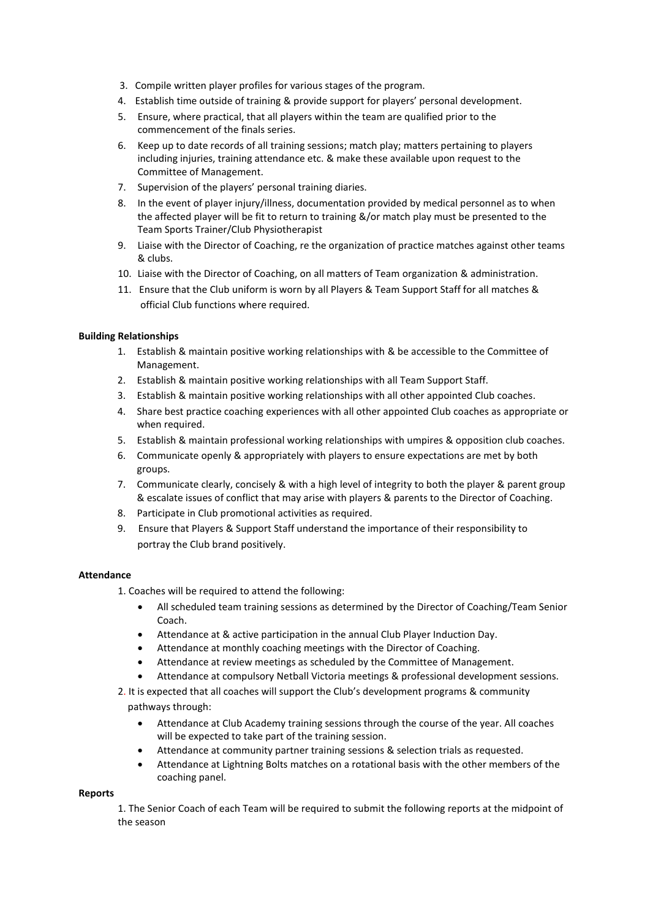3. Compile written player profiles for various stages of the program.
4. Establish time outside of training & provide support for players' personal development.
5. Ensure, where practical, that all players within the team are qualified prior to the commencement of the finals series.
6. Keep up to date records of all training sessions; match play; matters pertaining to players including injuries, training attendance etc. & make these available upon request to the Committee of Management.
7. Supervision of the players' personal training diaries.
8. In the event of player injury/illness, documentation provided by medical personnel as to when the affected player will be fit to return to training &/or match play must be presented to the Team Sports Trainer/Club Physiotherapist
9. Liaise with the Director of Coaching, re the organization of practice matches against other teams & clubs.
10. Liaise with the Director of Coaching, on all matters of Team organization & administration.
11. Ensure that the Club uniform is worn by all Players & Team Support Staff for all matches & official Club functions where required.

**Building Relationships**

1. Establish & maintain positive working relationships with & be accessible to the Committee of Management.
2. Establish & maintain positive working relationships with all Team Support Staff.
3. Establish & maintain positive working relationships with all other appointed Club coaches.
4. Share best practice coaching experiences with all other appointed Club coaches as appropriate or when required.
5. Establish & maintain professional working relationships with umpires & opposition club coaches.
6. Communicate openly & appropriately with players to ensure expectations are met by both groups.
7. Communicate clearly, concisely & with a high level of integrity to both the player & parent group & escalate issues of conflict that may arise with players & parents to the Director of Coaching.
8. Participate in Club promotional activities as required.
9. Ensure that Players & Support Staff understand the importance of their responsibility to portray the Club brand positively.

**Attendance**

1. Coaches will be required to attend the following:
   - All scheduled team training sessions as determined by the Director of Coaching/Team Senior Coach.
   - Attendance at & active participation in the annual Club Player Induction Day.
   - Attendance at monthly coaching meetings with the Director of Coaching.
   - Attendance at review meetings as scheduled by the Committee of Management.
   - Attendance at compulsory Netball Victoria meetings & professional development sessions.
2. It is expected that all coaches will support the Club's development programs & community pathways through:
   - Attendance at Club Academy training sessions through the course of the year. All coaches will be expected to take part of the training session.
   - Attendance at community partner training sessions & selection trials as requested.
   - Attendance at Lightning Bolts matches on a rotational basis with the other members of the coaching panel.

**Reports**

1. The Senior Coach of each Team will be required to submit the following reports at the midpoint of the season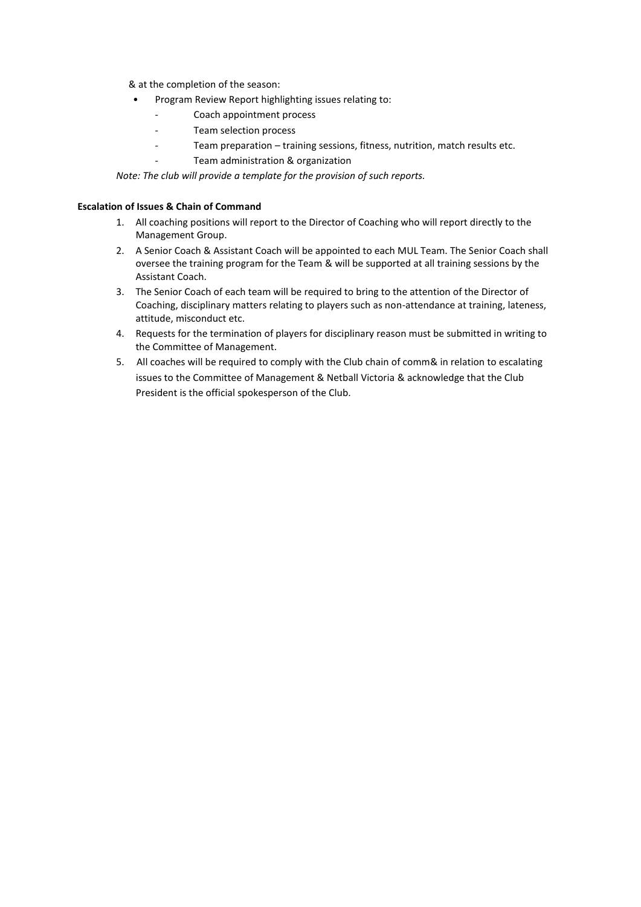& at the completion of the season:

- Program Review Report highlighting issues relating to:
  - Coach appointment process
  - Team selection process
  - Team preparation – training sessions, fitness, nutrition, match results etc.
  - Team administration & organization

*Note: The club will provide a template for the provision of such reports.*

**Escalation of Issues & Chain of Command**

1. All coaching positions will report to the Director of Coaching who will report directly to the Management Group.
2. A Senior Coach & Assistant Coach will be appointed to each MUL Team. The Senior Coach shall oversee the training program for the Team & will be supported at all training sessions by the Assistant Coach.
3. The Senior Coach of each team will be required to bring to the attention of the Director of Coaching, disciplinary matters relating to players such as non-attendance at training, lateness, attitude, misconduct etc.
4. Requests for the termination of players for disciplinary reason must be submitted in writing to the Committee of Management.
5. All coaches will be required to comply with the Club chain of comm& in relation to escalating issues to the Committee of Management & Netball Victoria & acknowledge that the Club President is the official spokesperson of the Club.